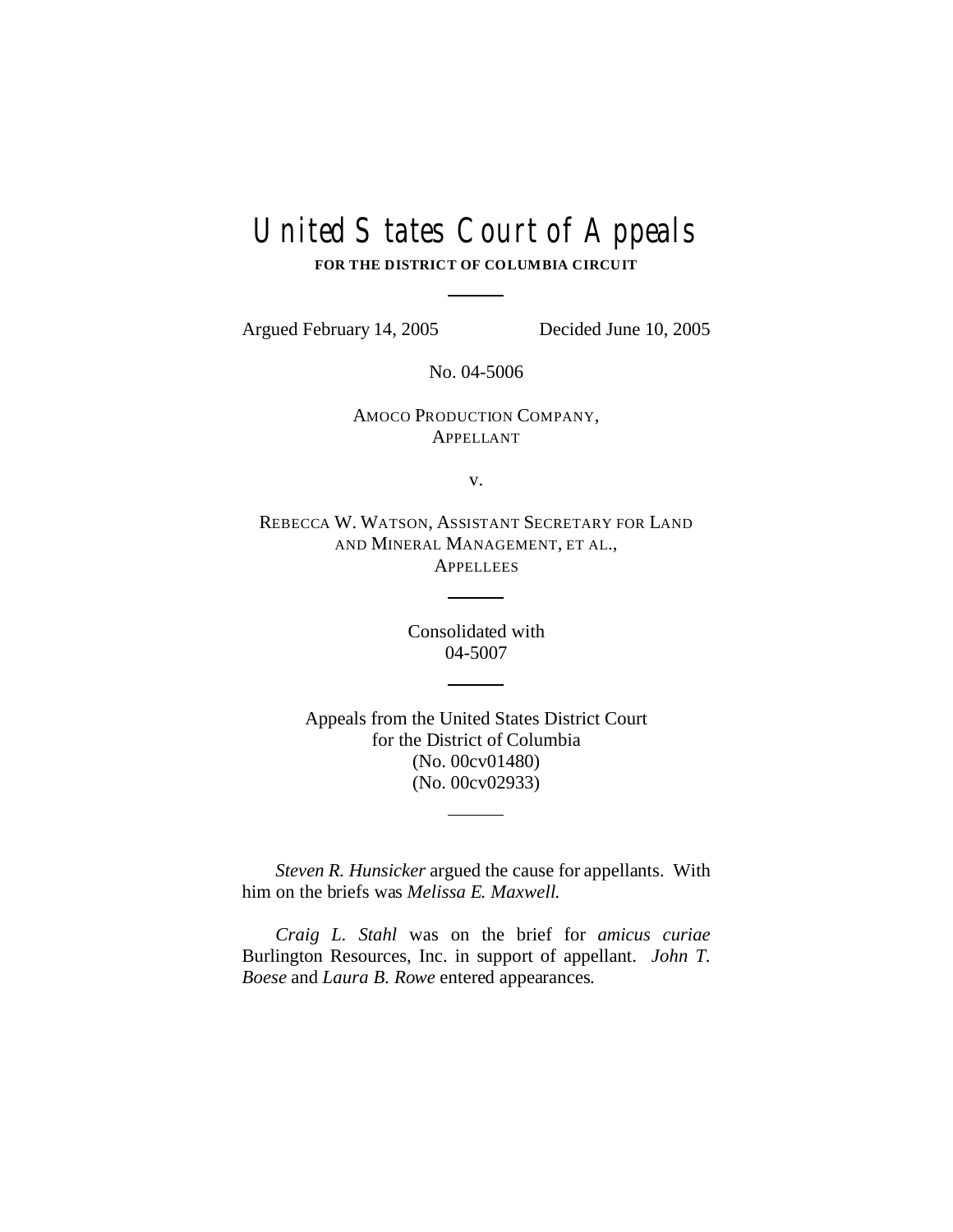# United States Court of Appeals

**FOR THE DISTRICT OF COLUMBIA CIRCUIT**

---

Argued February 14, 2005 Decided June 10, 2005

No. 04-5006

AMOCO PRODUCTION COMPANY,
APPELLANT

v.

REBECCA W. WATSON, ASSISTANT SECRETARY FOR LAND AND MINERAL MANAGEMENT, ET AL.,
APPELLEES

---

Consolidated with
04-5007

---

Appeals from the United States District Court
for the District of Columbia
(No. 00cv01480)
(No. 00cv02933)

---

*Steven R. Hunsicker* argued the cause for appellants. With him on the briefs was *Melissa E. Maxwell*.

*Craig L. Stahl* was on the brief for *amicus curiae* Burlington Resources, Inc. in support of appellant. *John T. Boese* and *Laura B. Rowe* entered appearances.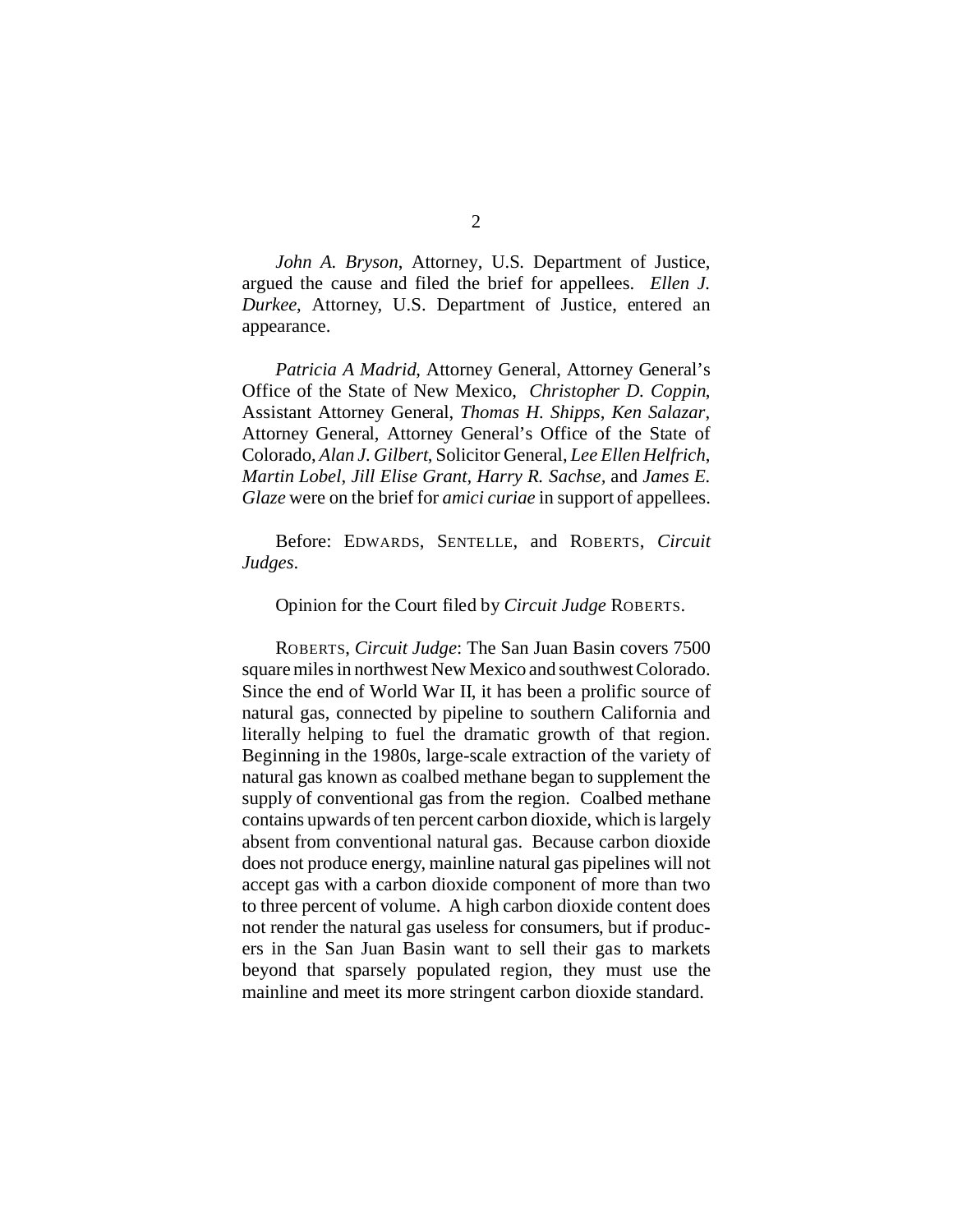*John A. Bryson*, Attorney, U.S. Department of Justice, argued the cause and filed the brief for appellees. *Ellen J. Durkee*, Attorney, U.S. Department of Justice, entered an appearance.

*Patricia A Madrid*, Attorney General, Attorney General's Office of the State of New Mexico, *Christopher D. Coppin*, Assistant Attorney General, *Thomas H. Shipps*, *Ken Salazar*, Attorney General, Attorney General's Office of the State of Colorado, *Alan J. Gilbert*, Solicitor General, *Lee Ellen Helfrich*, *Martin Lobel*, *Jill Elise Grant*, *Harry R. Sachse*, and *James E. Glaze* were on the brief for *amici curiae* in support of appellees.

Before: EDWARDS, SENTELLE, and ROBERTS, *Circuit Judges*.

Opinion for the Court filed by *Circuit Judge* ROBERTS.

ROBERTS, *Circuit Judge*: The San Juan Basin covers 7500 square miles in northwest New Mexico and southwest Colorado. Since the end of World War II, it has been a prolific source of natural gas, connected by pipeline to southern California and literally helping to fuel the dramatic growth of that region. Beginning in the 1980s, large-scale extraction of the variety of natural gas known as coalbed methane began to supplement the supply of conventional gas from the region. Coalbed methane contains upwards of ten percent carbon dioxide, which is largely absent from conventional natural gas. Because carbon dioxide does not produce energy, mainline natural gas pipelines will not accept gas with a carbon dioxide component of more than two to three percent of volume. A high carbon dioxide content does not render the natural gas useless for consumers, but if producers in the San Juan Basin want to sell their gas to markets beyond that sparsely populated region, they must use the mainline and meet its more stringent carbon dioxide standard.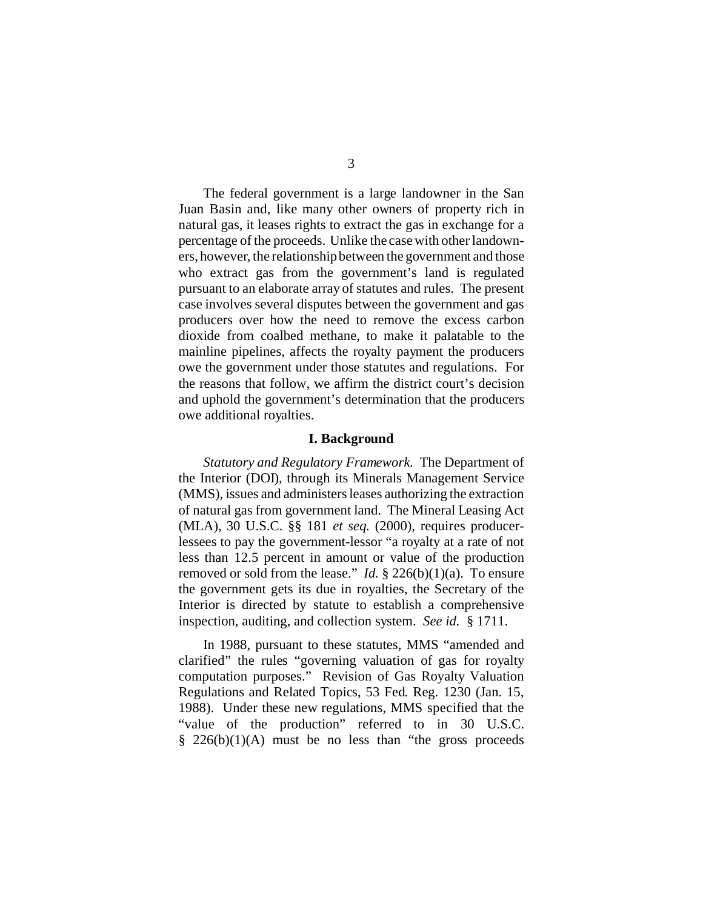The federal government is a large landowner in the San Juan Basin and, like many other owners of property rich in natural gas, it leases rights to extract the gas in exchange for a percentage of the proceeds. Unlike the case with other landowners, however, the relationship between the government and those who extract gas from the government's land is regulated pursuant to an elaborate array of statutes and rules. The present case involves several disputes between the government and gas producers over how the need to remove the excess carbon dioxide from coalbed methane, to make it palatable to the mainline pipelines, affects the royalty payment the producers owe the government under those statutes and regulations. For the reasons that follow, we affirm the district court's decision and uphold the government's determination that the producers owe additional royalties.

### I. Background

*Statutory and Regulatory Framework.* The Department of the Interior (DOI), through its Minerals Management Service (MMS), issues and administers leases authorizing the extraction of natural gas from government land. The Mineral Leasing Act (MLA), 30 U.S.C. §§ 181 *et seq.* (2000), requires producer-lessees to pay the government-lessor "a royalty at a rate of not less than 12.5 percent in amount or value of the production removed or sold from the lease." *Id.* § 226(b)(1)(a). To ensure the government gets its due in royalties, the Secretary of the Interior is directed by statute to establish a comprehensive inspection, auditing, and collection system. *See id.* § 1711.

In 1988, pursuant to these statutes, MMS "amended and clarified" the rules "governing valuation of gas for royalty computation purposes." Revision of Gas Royalty Valuation Regulations and Related Topics, 53 Fed. Reg. 1230 (Jan. 15, 1988). Under these new regulations, MMS specified that the "value of the production" referred to in 30 U.S.C. § 226(b)(1)(A) must be no less than "the gross proceeds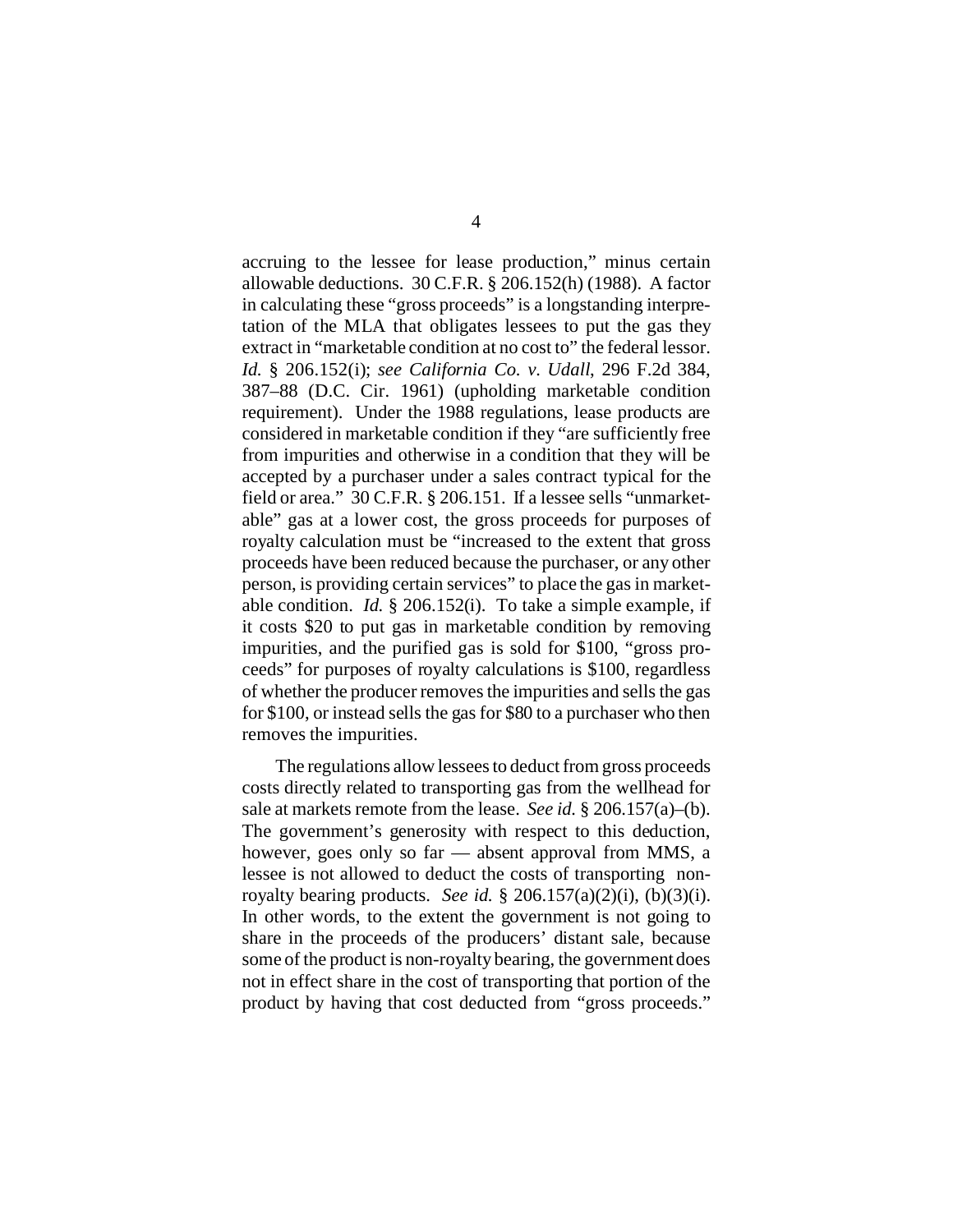accruing to the lessee for lease production," minus certain allowable deductions. 30 C.F.R. § 206.152(h) (1988). A factor in calculating these "gross proceeds" is a longstanding interpretation of the MLA that obligates lessees to put the gas they extract in "marketable condition at no cost to" the federal lessor. *Id.* § 206.152(i); *see California Co. v. Udall*, 296 F.2d 384, 387–88 (D.C. Cir. 1961) (upholding marketable condition requirement). Under the 1988 regulations, lease products are considered in marketable condition if they "are sufficiently free from impurities and otherwise in a condition that they will be accepted by a purchaser under a sales contract typical for the field or area." 30 C.F.R. § 206.151. If a lessee sells "unmarketable" gas at a lower cost, the gross proceeds for purposes of royalty calculation must be "increased to the extent that gross proceeds have been reduced because the purchaser, or any other person, is providing certain services" to place the gas in marketable condition. *Id.* § 206.152(i). To take a simple example, if it costs $20 to put gas in marketable condition by removing impurities, and the purified gas is sold for $100, "gross proceeds" for purposes of royalty calculations is $100, regardless of whether the producer removes the impurities and sells the gas for $100, or instead sells the gas for $80 to a purchaser who then removes the impurities.

The regulations allow lessees to deduct from gross proceeds costs directly related to transporting gas from the wellhead for sale at markets remote from the lease. *See id.* § 206.157(a)–(b). The government's generosity with respect to this deduction, however, goes only so far — absent approval from MMS, a lessee is not allowed to deduct the costs of transporting non-royalty bearing products. *See id.* § 206.157(a)(2)(i), (b)(3)(i). In other words, to the extent the government is not going to share in the proceeds of the producers' distant sale, because some of the product is non-royalty bearing, the government does not in effect share in the cost of transporting that portion of the product by having that cost deducted from "gross proceeds."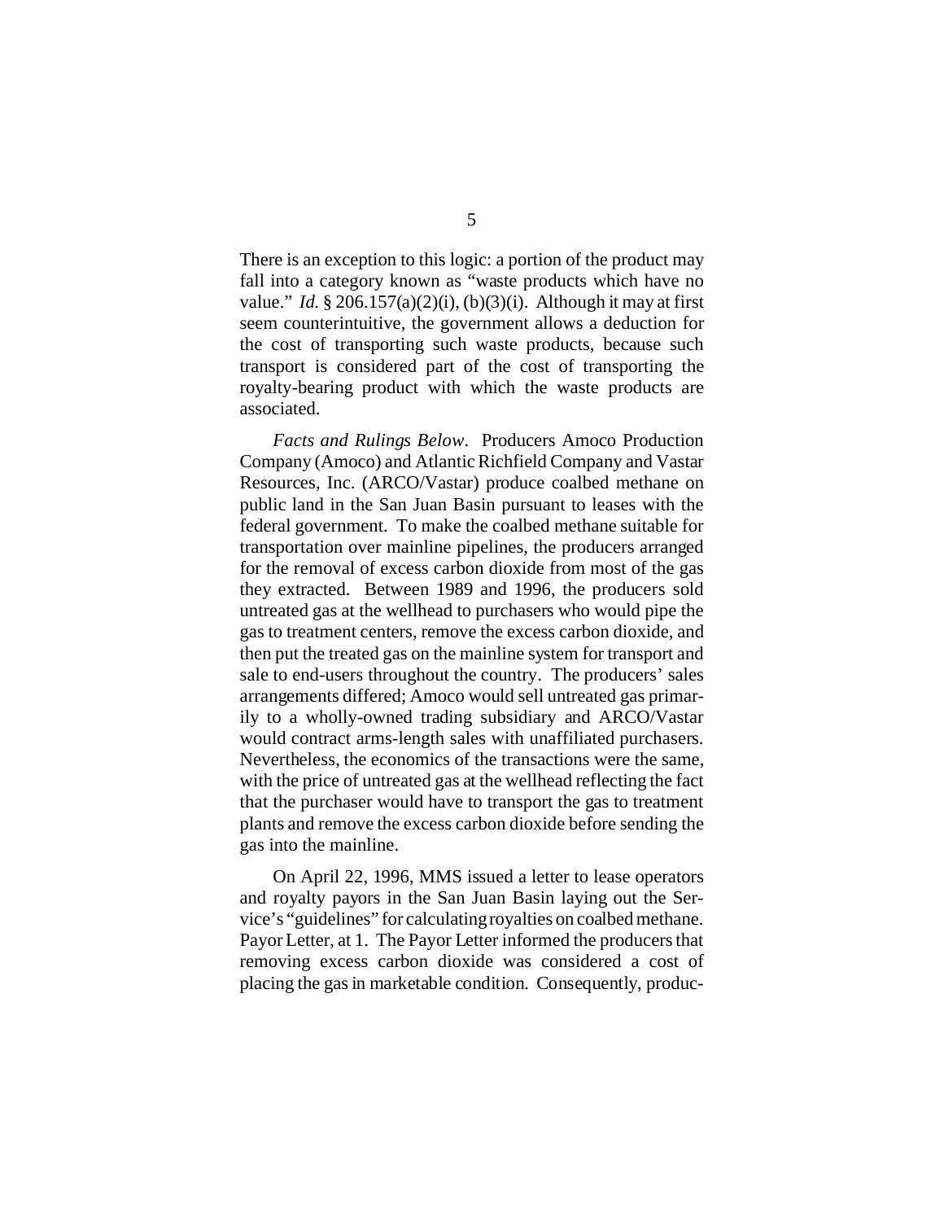There is an exception to this logic: a portion of the product may fall into a category known as "waste products which have no value." *Id.* § 206.157(a)(2)(i), (b)(3)(i). Although it may at first seem counterintuitive, the government allows a deduction for the cost of transporting such waste products, because such transport is considered part of the cost of transporting the royalty-bearing product with which the waste products are associated.

*Facts and Rulings Below*. Producers Amoco Production Company (Amoco) and Atlantic Richfield Company and Vastar Resources, Inc. (ARCO/Vastar) produce coalbed methane on public land in the San Juan Basin pursuant to leases with the federal government. To make the coalbed methane suitable for transportation over mainline pipelines, the producers arranged for the removal of excess carbon dioxide from most of the gas they extracted. Between 1989 and 1996, the producers sold untreated gas at the wellhead to purchasers who would pipe the gas to treatment centers, remove the excess carbon dioxide, and then put the treated gas on the mainline system for transport and sale to end-users throughout the country. The producers' sales arrangements differed; Amoco would sell untreated gas primarily to a wholly-owned trading subsidiary and ARCO/Vastar would contract arms-length sales with unaffiliated purchasers. Nevertheless, the economics of the transactions were the same, with the price of untreated gas at the wellhead reflecting the fact that the purchaser would have to transport the gas to treatment plants and remove the excess carbon dioxide before sending the gas into the mainline.

On April 22, 1996, MMS issued a letter to lease operators and royalty payors in the San Juan Basin laying out the Service's "guidelines" for calculating royalties on coalbed methane. Payor Letter, at 1. The Payor Letter informed the producers that removing excess carbon dioxide was considered a cost of placing the gas in marketable condition. Consequently, produc-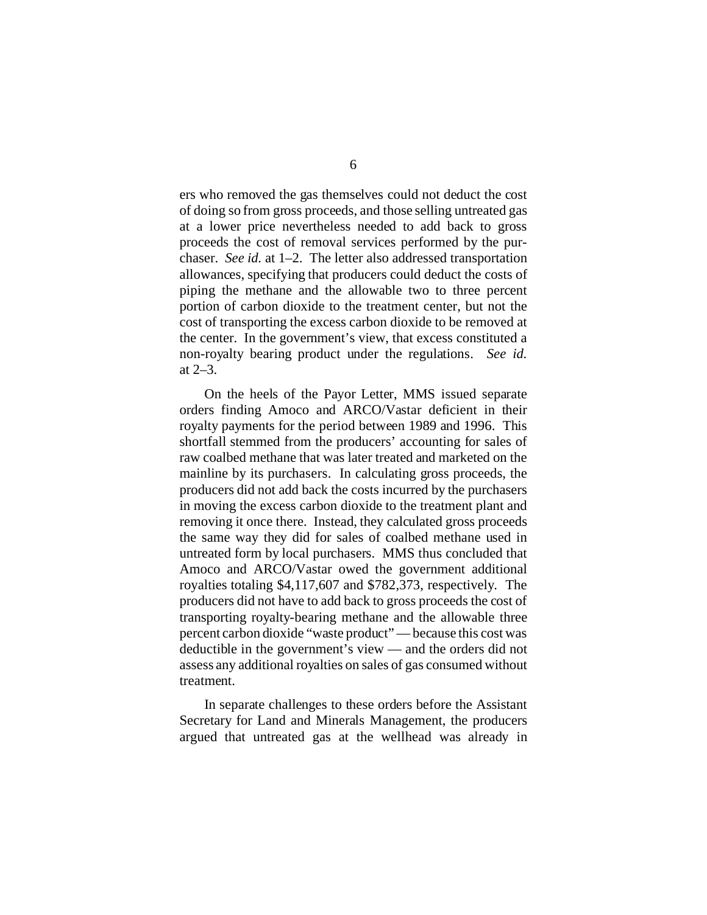ers who removed the gas themselves could not deduct the cost of doing so from gross proceeds, and those selling untreated gas at a lower price nevertheless needed to add back to gross proceeds the cost of removal services performed by the purchaser. *See id.* at 1–2. The letter also addressed transportation allowances, specifying that producers could deduct the costs of piping the methane and the allowable two to three percent portion of carbon dioxide to the treatment center, but not the cost of transporting the excess carbon dioxide to be removed at the center. In the government's view, that excess constituted a non-royalty bearing product under the regulations. *See id.* at 2–3.

On the heels of the Payor Letter, MMS issued separate orders finding Amoco and ARCO/Vastar deficient in their royalty payments for the period between 1989 and 1996. This shortfall stemmed from the producers' accounting for sales of raw coalbed methane that was later treated and marketed on the mainline by its purchasers. In calculating gross proceeds, the producers did not add back the costs incurred by the purchasers in moving the excess carbon dioxide to the treatment plant and removing it once there. Instead, they calculated gross proceeds the same way they did for sales of coalbed methane used in untreated form by local purchasers. MMS thus concluded that Amoco and ARCO/Vastar owed the government additional royalties totaling $4,117,607 and $782,373, respectively. The producers did not have to add back to gross proceeds the cost of transporting royalty-bearing methane and the allowable three percent carbon dioxide "waste product" — because this cost was deductible in the government's view — and the orders did not assess any additional royalties on sales of gas consumed without treatment.

In separate challenges to these orders before the Assistant Secretary for Land and Minerals Management, the producers argued that untreated gas at the wellhead was already in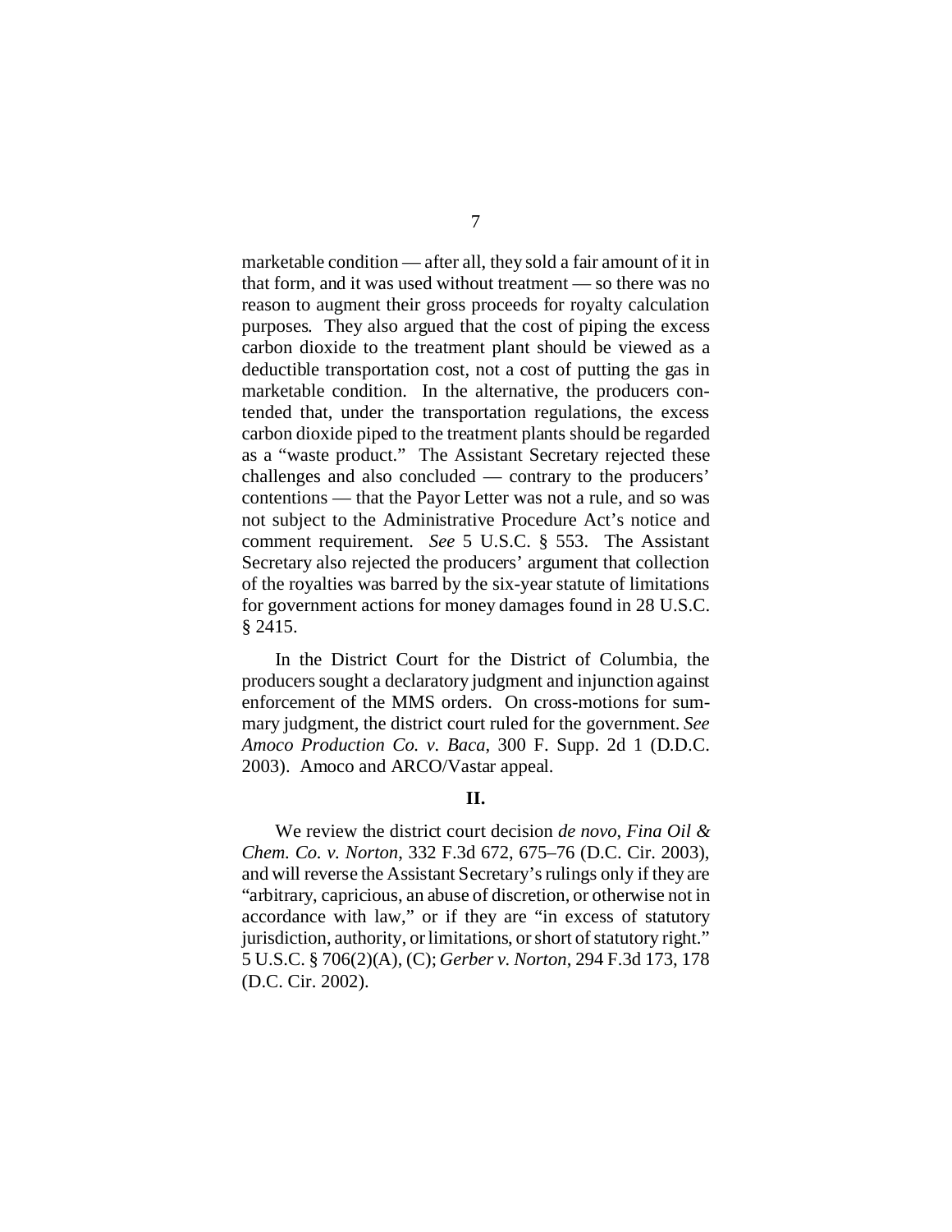marketable condition — after all, they sold a fair amount of it in that form, and it was used without treatment — so there was no reason to augment their gross proceeds for royalty calculation purposes. They also argued that the cost of piping the excess carbon dioxide to the treatment plant should be viewed as a deductible transportation cost, not a cost of putting the gas in marketable condition. In the alternative, the producers contended that, under the transportation regulations, the excess carbon dioxide piped to the treatment plants should be regarded as a "waste product." The Assistant Secretary rejected these challenges and also concluded — contrary to the producers' contentions — that the Payor Letter was not a rule, and so was not subject to the Administrative Procedure Act's notice and comment requirement. *See* 5 U.S.C. § 553. The Assistant Secretary also rejected the producers' argument that collection of the royalties was barred by the six-year statute of limitations for government actions for money damages found in 28 U.S.C. § 2415.

In the District Court for the District of Columbia, the producers sought a declaratory judgment and injunction against enforcement of the MMS orders. On cross-motions for summary judgment, the district court ruled for the government. *See Amoco Production Co. v. Baca*, 300 F. Supp. 2d 1 (D.D.C. 2003). Amoco and ARCO/Vastar appeal.

## II.

We review the district court decision *de novo*, *Fina Oil & Chem. Co. v. Norton*, 332 F.3d 672, 675–76 (D.C. Cir. 2003), and will reverse the Assistant Secretary's rulings only if they are "arbitrary, capricious, an abuse of discretion, or otherwise not in accordance with law," or if they are "in excess of statutory jurisdiction, authority, or limitations, or short of statutory right." 5 U.S.C. § 706(2)(A), (C); *Gerber v. Norton*, 294 F.3d 173, 178 (D.C. Cir. 2002).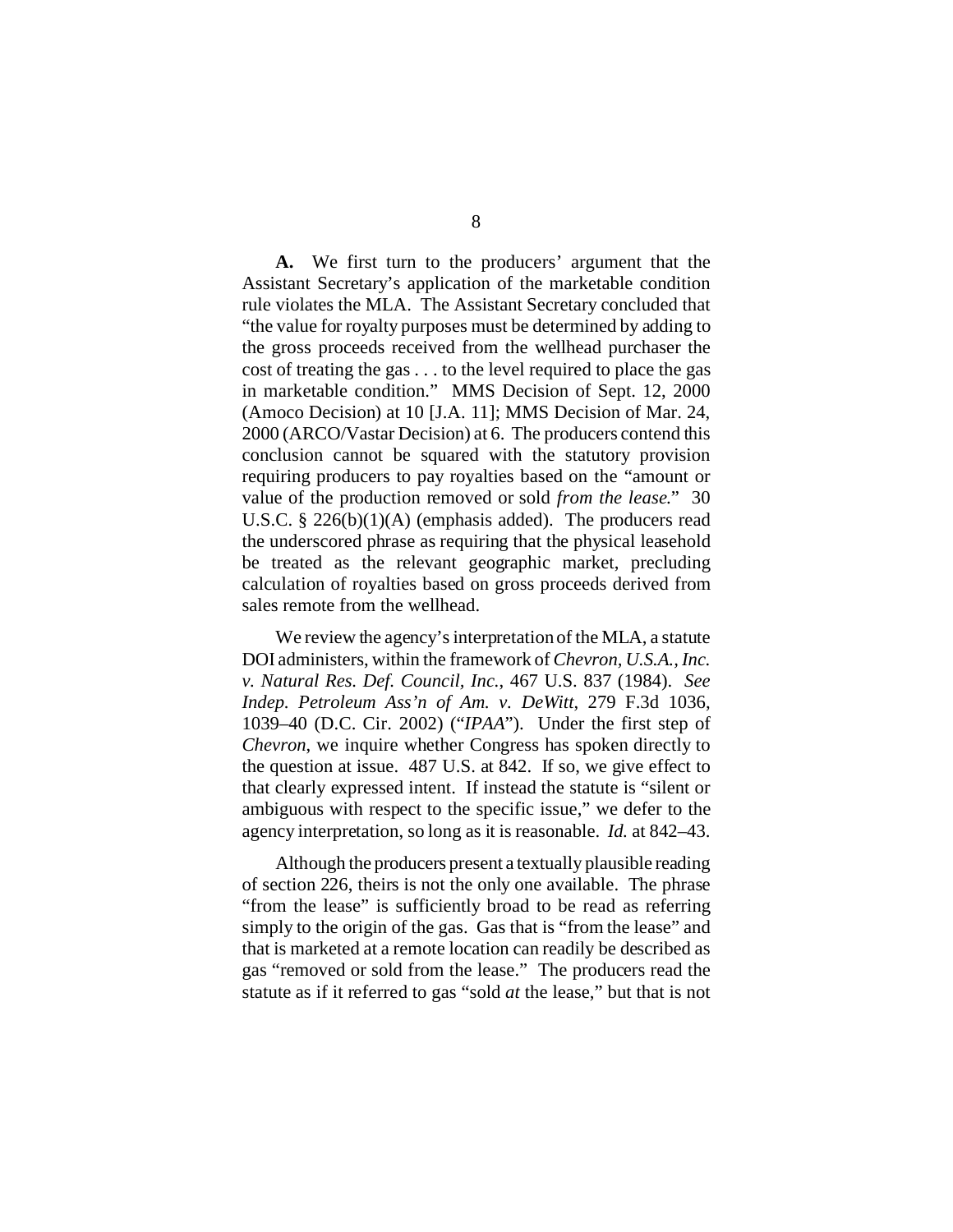**A.** We first turn to the producers' argument that the Assistant Secretary's application of the marketable condition rule violates the MLA. The Assistant Secretary concluded that "the value for royalty purposes must be determined by adding to the gross proceeds received from the wellhead purchaser the cost of treating the gas . . . to the level required to place the gas in marketable condition." MMS Decision of Sept. 12, 2000 (Amoco Decision) at 10 [J.A. 11]; MMS Decision of Mar. 24, 2000 (ARCO/Vastar Decision) at 6. The producers contend this conclusion cannot be squared with the statutory provision requiring producers to pay royalties based on the "amount or value of the production removed or sold *from the lease*." 30 U.S.C. § 226(b)(1)(A) (emphasis added). The producers read the underscored phrase as requiring that the physical leasehold be treated as the relevant geographic market, precluding calculation of royalties based on gross proceeds derived from sales remote from the wellhead.

We review the agency's interpretation of the MLA, a statute DOI administers, within the framework of *Chevron, U.S.A., Inc. v. Natural Res. Def. Council, Inc.*, 467 U.S. 837 (1984). *See Indep. Petroleum Ass'n of Am. v. DeWitt*, 279 F.3d 1036, 1039–40 (D.C. Cir. 2002) ("*IPAA*"). Under the first step of *Chevron*, we inquire whether Congress has spoken directly to the question at issue. 487 U.S. at 842. If so, we give effect to that clearly expressed intent. If instead the statute is "silent or ambiguous with respect to the specific issue," we defer to the agency interpretation, so long as it is reasonable. *Id.* at 842–43.

Although the producers present a textually plausible reading of section 226, theirs is not the only one available. The phrase "from the lease" is sufficiently broad to be read as referring simply to the origin of the gas. Gas that is "from the lease" and that is marketed at a remote location can readily be described as gas "removed or sold from the lease." The producers read the statute as if it referred to gas "sold *at* the lease," but that is not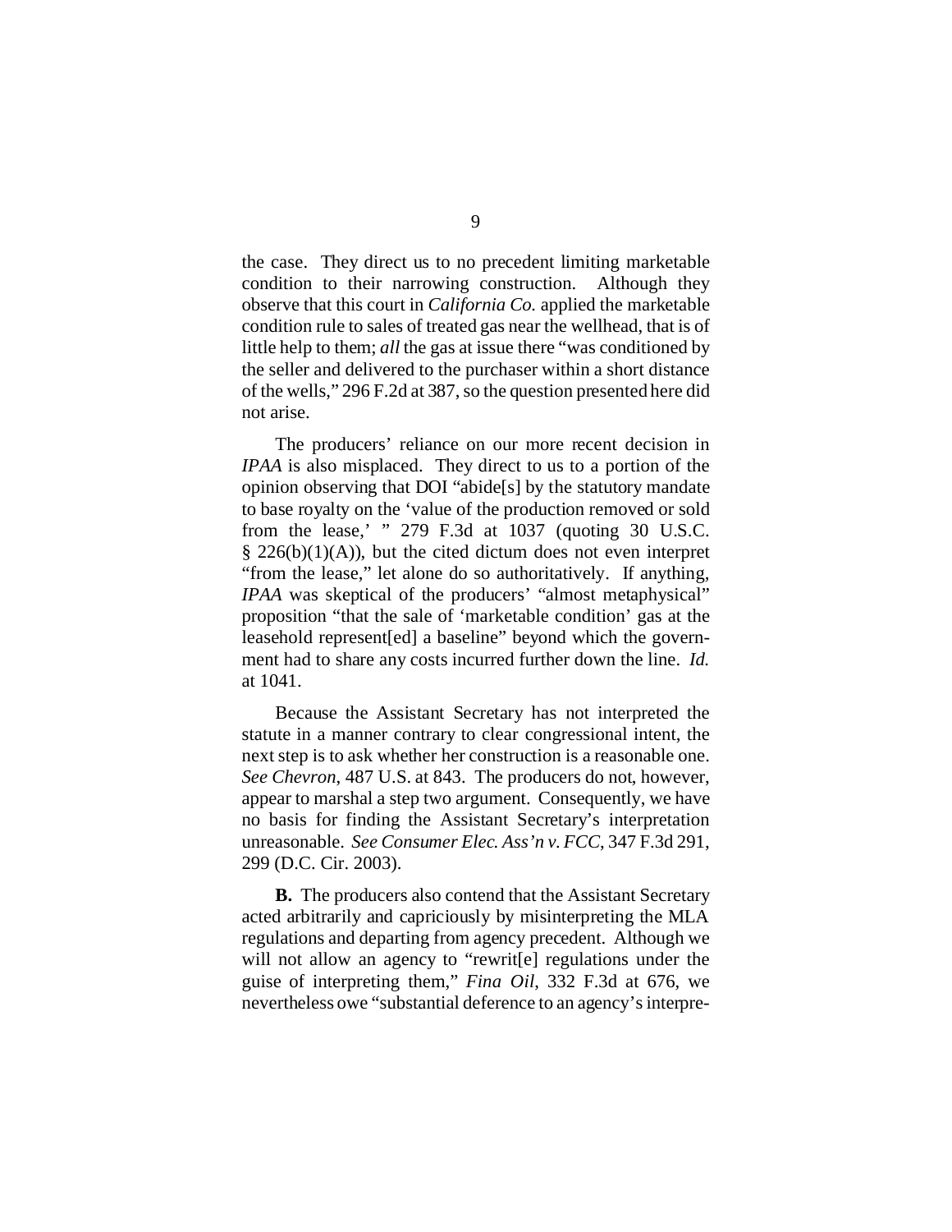the case. They direct us to no precedent limiting marketable condition to their narrowing construction. Although they observe that this court in *California Co.* applied the marketable condition rule to sales of treated gas near the wellhead, that is of little help to them; *all* the gas at issue there "was conditioned by the seller and delivered to the purchaser within a short distance of the wells," 296 F.2d at 387, so the question presented here did not arise.

The producers' reliance on our more recent decision in *IPAA* is also misplaced. They direct to us to a portion of the opinion observing that DOI "abide[s] by the statutory mandate to base royalty on the 'value of the production removed or sold from the lease,' " 279 F.3d at 1037 (quoting 30 U.S.C. § 226(b)(1)(A)), but the cited dictum does not even interpret "from the lease," let alone do so authoritatively. If anything, *IPAA* was skeptical of the producers' "almost metaphysical" proposition "that the sale of 'marketable condition' gas at the leasehold represent[ed] a baseline" beyond which the government had to share any costs incurred further down the line. *Id.* at 1041.

Because the Assistant Secretary has not interpreted the statute in a manner contrary to clear congressional intent, the next step is to ask whether her construction is a reasonable one. *See Chevron*, 487 U.S. at 843. The producers do not, however, appear to marshal a step two argument. Consequently, we have no basis for finding the Assistant Secretary's interpretation unreasonable. *See Consumer Elec. Ass'n v. FCC*, 347 F.3d 291, 299 (D.C. Cir. 2003).

**B.** The producers also contend that the Assistant Secretary acted arbitrarily and capriciously by misinterpreting the MLA regulations and departing from agency precedent. Although we will not allow an agency to "rewrit[e] regulations under the guise of interpreting them," *Fina Oil*, 332 F.3d at 676, we nevertheless owe "substantial deference to an agency's interpre-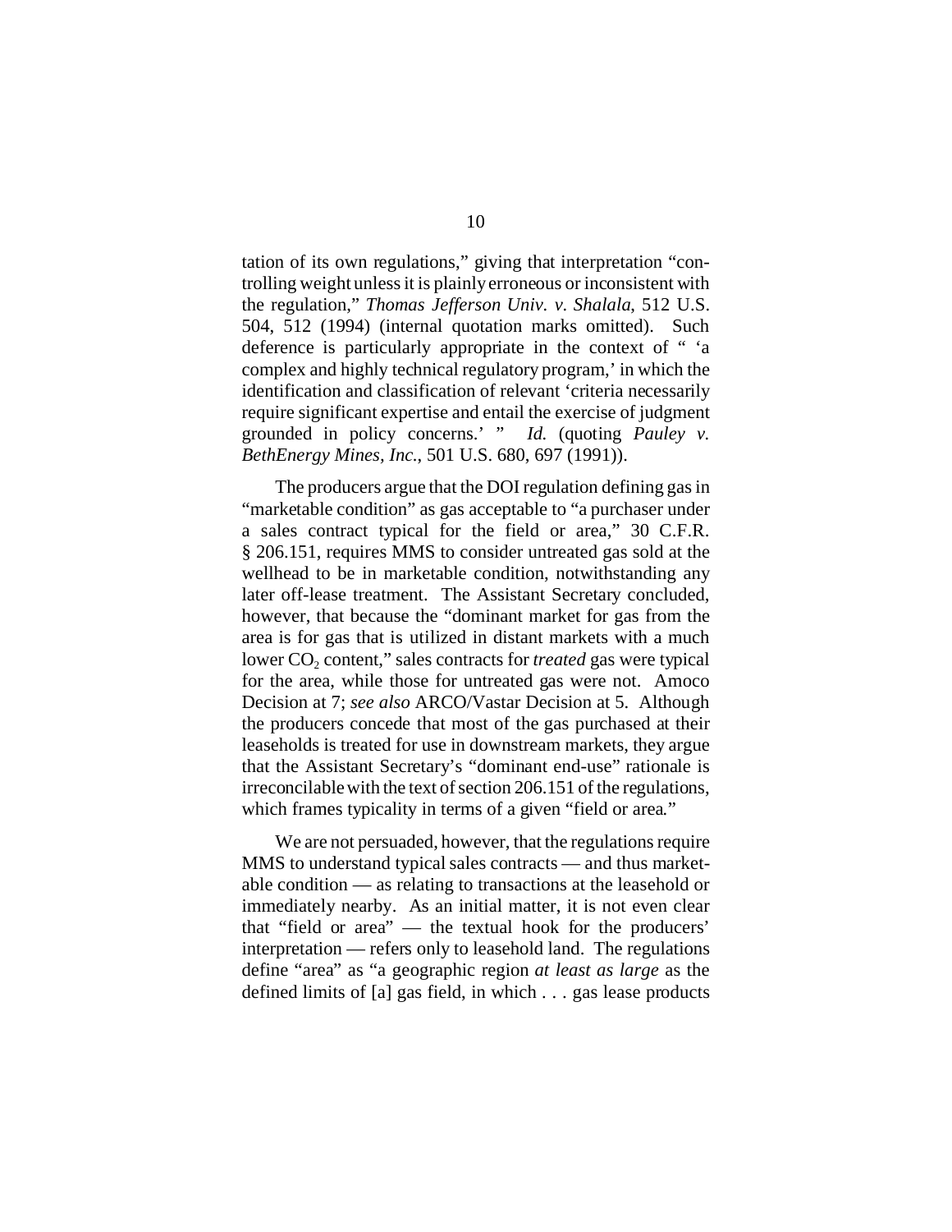tation of its own regulations," giving that interpretation "controlling weight unless it is plainly erroneous or inconsistent with the regulation," *Thomas Jefferson Univ. v. Shalala*, 512 U.S. 504, 512 (1994) (internal quotation marks omitted). Such deference is particularly appropriate in the context of " 'a complex and highly technical regulatory program,' in which the identification and classification of relevant 'criteria necessarily require significant expertise and entail the exercise of judgment grounded in policy concerns.' " *Id.* (quoting *Pauley v. BethEnergy Mines, Inc.*, 501 U.S. 680, 697 (1991)).

The producers argue that the DOI regulation defining gas in "marketable condition" as gas acceptable to "a purchaser under a sales contract typical for the field or area," 30 C.F.R. § 206.151, requires MMS to consider untreated gas sold at the wellhead to be in marketable condition, notwithstanding any later off-lease treatment. The Assistant Secretary concluded, however, that because the "dominant market for gas from the area is for gas that is utilized in distant markets with a much lower $CO_2$ content," sales contracts for *treated* gas were typical for the area, while those for untreated gas were not. Amoco Decision at 7; *see also* ARCO/Vastar Decision at 5. Although the producers concede that most of the gas purchased at their leaseholds is treated for use in downstream markets, they argue that the Assistant Secretary's "dominant end-use" rationale is irreconcilable with the text of section 206.151 of the regulations, which frames typicality in terms of a given "field or area."

We are not persuaded, however, that the regulations require MMS to understand typical sales contracts — and thus marketable condition — as relating to transactions at the leasehold or immediately nearby. As an initial matter, it is not even clear that "field or area" — the textual hook for the producers' interpretation — refers only to leasehold land. The regulations define "area" as "a geographic region *at least as large* as the defined limits of [a] gas field, in which . . . gas lease products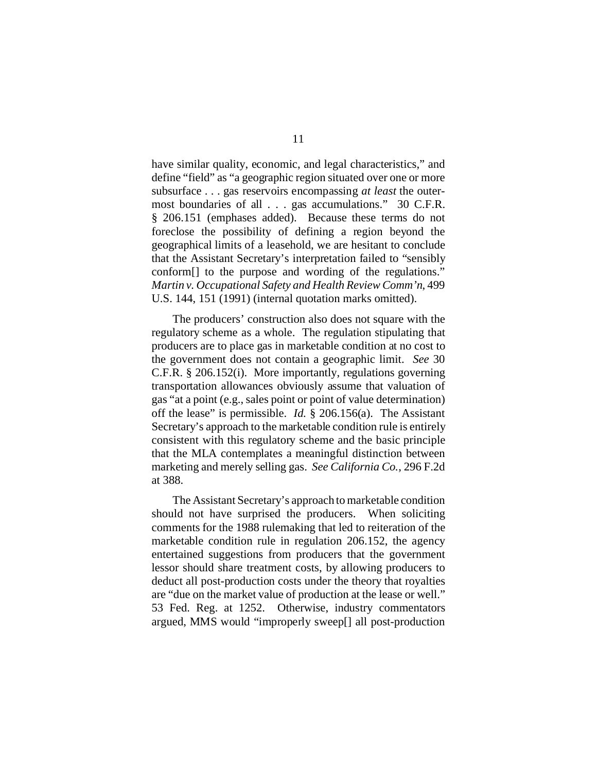have similar quality, economic, and legal characteristics," and define "field" as "a geographic region situated over one or more subsurface . . . gas reservoirs encompassing *at least* the outermost boundaries of all . . . gas accumulations." 30 C.F.R. § 206.151 (emphases added). Because these terms do not foreclose the possibility of defining a region beyond the geographical limits of a leasehold, we are hesitant to conclude that the Assistant Secretary's interpretation failed to "sensibly conform[] to the purpose and wording of the regulations." *Martin v. Occupational Safety and Health Review Comm'n*, 499 U.S. 144, 151 (1991) (internal quotation marks omitted).

The producers' construction also does not square with the regulatory scheme as a whole. The regulation stipulating that producers are to place gas in marketable condition at no cost to the government does not contain a geographic limit. *See* 30 C.F.R. § 206.152(i). More importantly, regulations governing transportation allowances obviously assume that valuation of gas "at a point (e.g., sales point or point of value determination) off the lease" is permissible. *Id.* § 206.156(a). The Assistant Secretary's approach to the marketable condition rule is entirely consistent with this regulatory scheme and the basic principle that the MLA contemplates a meaningful distinction between marketing and merely selling gas. *See California Co.*, 296 F.2d at 388.

The Assistant Secretary's approach to marketable condition should not have surprised the producers. When soliciting comments for the 1988 rulemaking that led to reiteration of the marketable condition rule in regulation 206.152, the agency entertained suggestions from producers that the government lessor should share treatment costs, by allowing producers to deduct all post-production costs under the theory that royalties are "due on the market value of production at the lease or well." 53 Fed. Reg. at 1252. Otherwise, industry commentators argued, MMS would "improperly sweep[] all post-production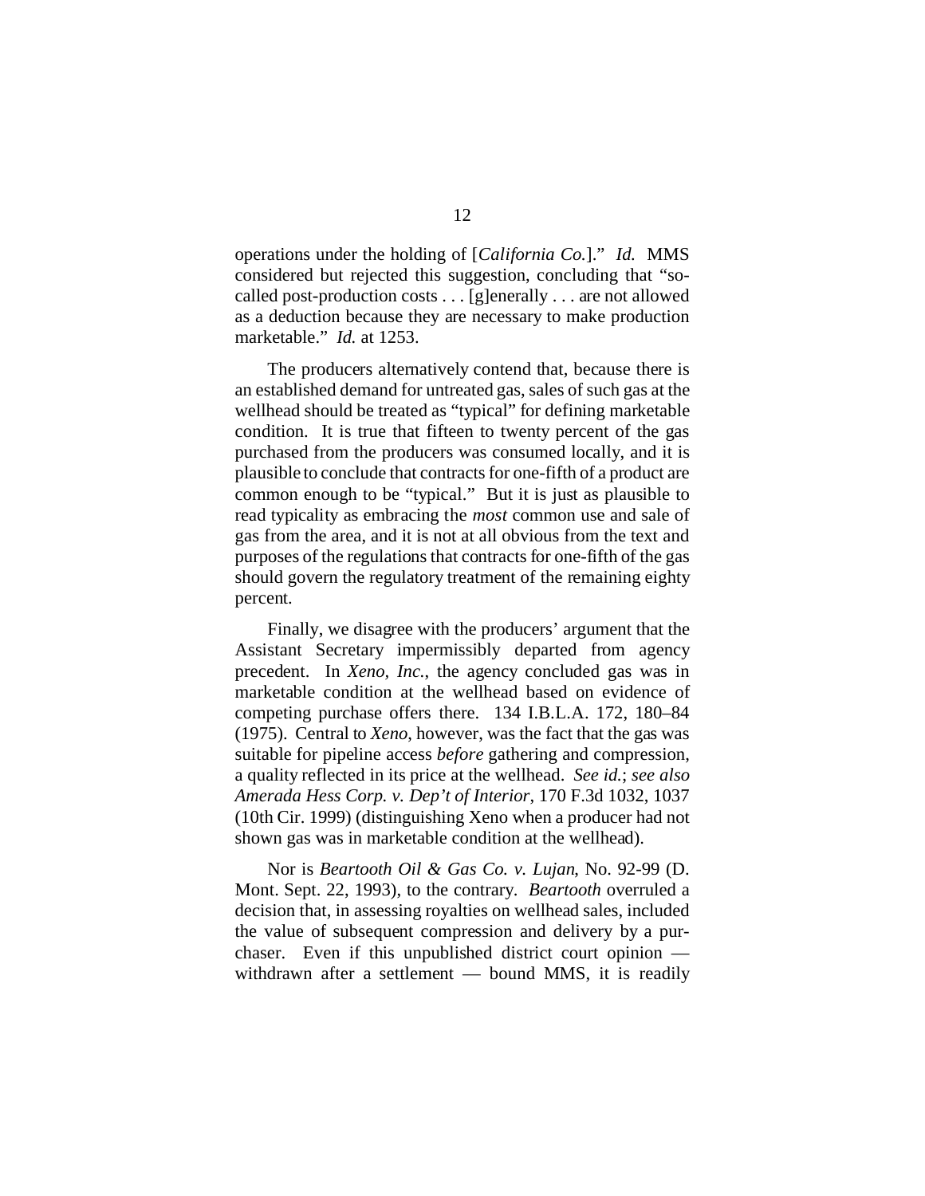operations under the holding of [*California Co.*]." *Id.* MMS considered but rejected this suggestion, concluding that "so-called post-production costs . . . [g]enerally . . . are not allowed as a deduction because they are necessary to make production marketable." *Id.* at 1253.

The producers alternatively contend that, because there is an established demand for untreated gas, sales of such gas at the wellhead should be treated as "typical" for defining marketable condition. It is true that fifteen to twenty percent of the gas purchased from the producers was consumed locally, and it is plausible to conclude that contracts for one-fifth of a product are common enough to be "typical." But it is just as plausible to read typicality as embracing the *most* common use and sale of gas from the area, and it is not at all obvious from the text and purposes of the regulations that contracts for one-fifth of the gas should govern the regulatory treatment of the remaining eighty percent.

Finally, we disagree with the producers' argument that the Assistant Secretary impermissibly departed from agency precedent. In *Xeno, Inc.*, the agency concluded gas was in marketable condition at the wellhead based on evidence of competing purchase offers there. 134 I.B.L.A. 172, 180–84 (1975). Central to *Xeno*, however, was the fact that the gas was suitable for pipeline access *before* gathering and compression, a quality reflected in its price at the wellhead. *See id.*; *see also Amerada Hess Corp. v. Dep't of Interior*, 170 F.3d 1032, 1037 (10th Cir. 1999) (distinguishing Xeno when a producer had not shown gas was in marketable condition at the wellhead).

Nor is *Beartooth Oil & Gas Co. v. Lujan*, No. 92-99 (D. Mont. Sept. 22, 1993), to the contrary. *Beartooth* overruled a decision that, in assessing royalties on wellhead sales, included the value of subsequent compression and delivery by a purchaser. Even if this unpublished district court opinion — withdrawn after a settlement — bound MMS, it is readily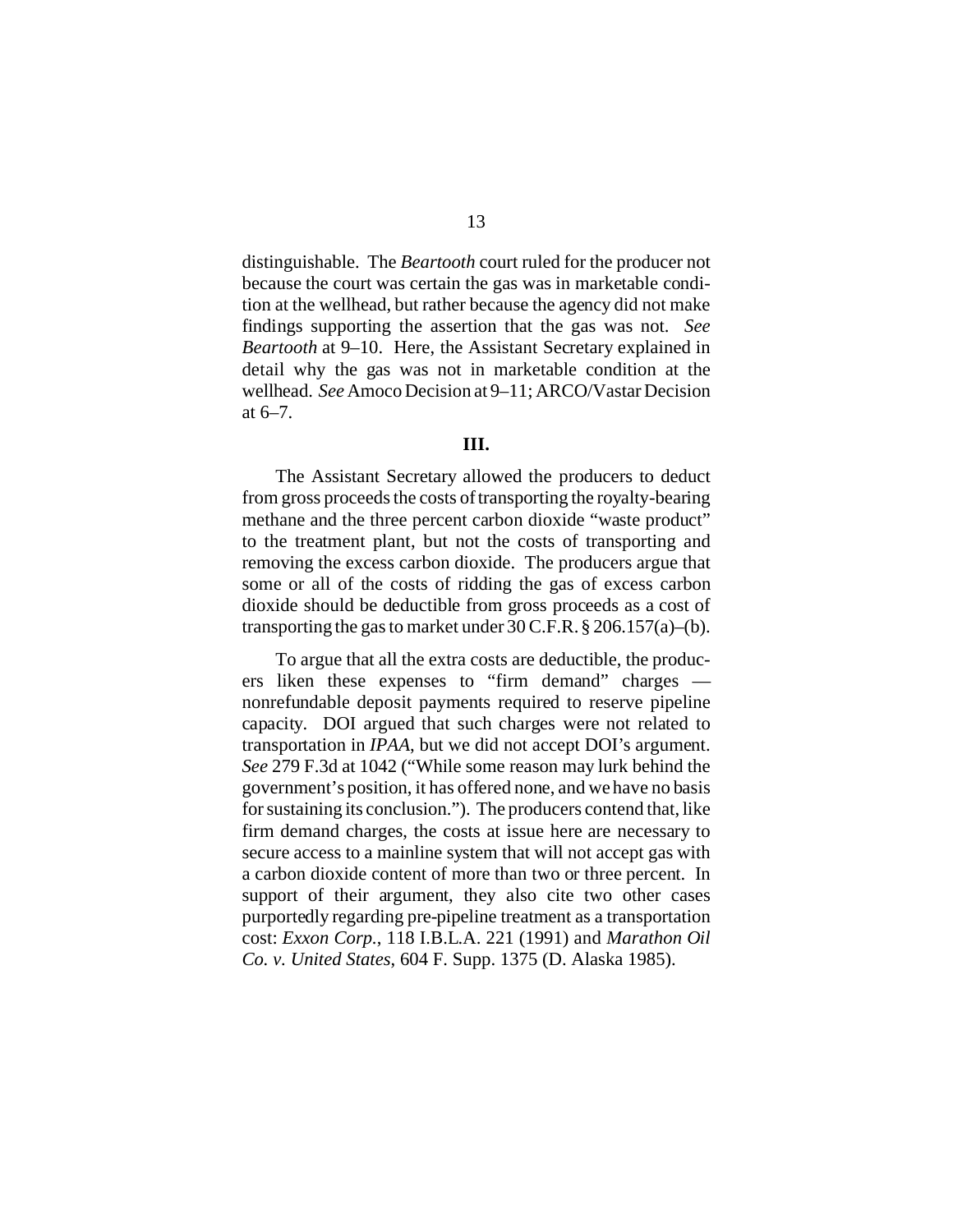distinguishable. The *Beartooth* court ruled for the producer not because the court was certain the gas was in marketable condition at the wellhead, but rather because the agency did not make findings supporting the assertion that the gas was not. *See Beartooth* at 9–10. Here, the Assistant Secretary explained in detail why the gas was not in marketable condition at the wellhead. *See* Amoco Decision at 9–11; ARCO/Vastar Decision at 6–7.

## III.

The Assistant Secretary allowed the producers to deduct from gross proceeds the costs of transporting the royalty-bearing methane and the three percent carbon dioxide "waste product" to the treatment plant, but not the costs of transporting and removing the excess carbon dioxide. The producers argue that some or all of the costs of ridding the gas of excess carbon dioxide should be deductible from gross proceeds as a cost of transporting the gas to market under 30 C.F.R. § 206.157(a)–(b).

To argue that all the extra costs are deductible, the producers liken these expenses to "firm demand" charges — nonrefundable deposit payments required to reserve pipeline capacity. DOI argued that such charges were not related to transportation in *IPAA*, but we did not accept DOI's argument. *See* 279 F.3d at 1042 ("While some reason may lurk behind the government's position, it has offered none, and we have no basis for sustaining its conclusion."). The producers contend that, like firm demand charges, the costs at issue here are necessary to secure access to a mainline system that will not accept gas with a carbon dioxide content of more than two or three percent. In support of their argument, they also cite two other cases purportedly regarding pre-pipeline treatment as a transportation cost: *Exxon Corp.*, 118 I.B.L.A. 221 (1991) and *Marathon Oil Co. v. United States*, 604 F. Supp. 1375 (D. Alaska 1985).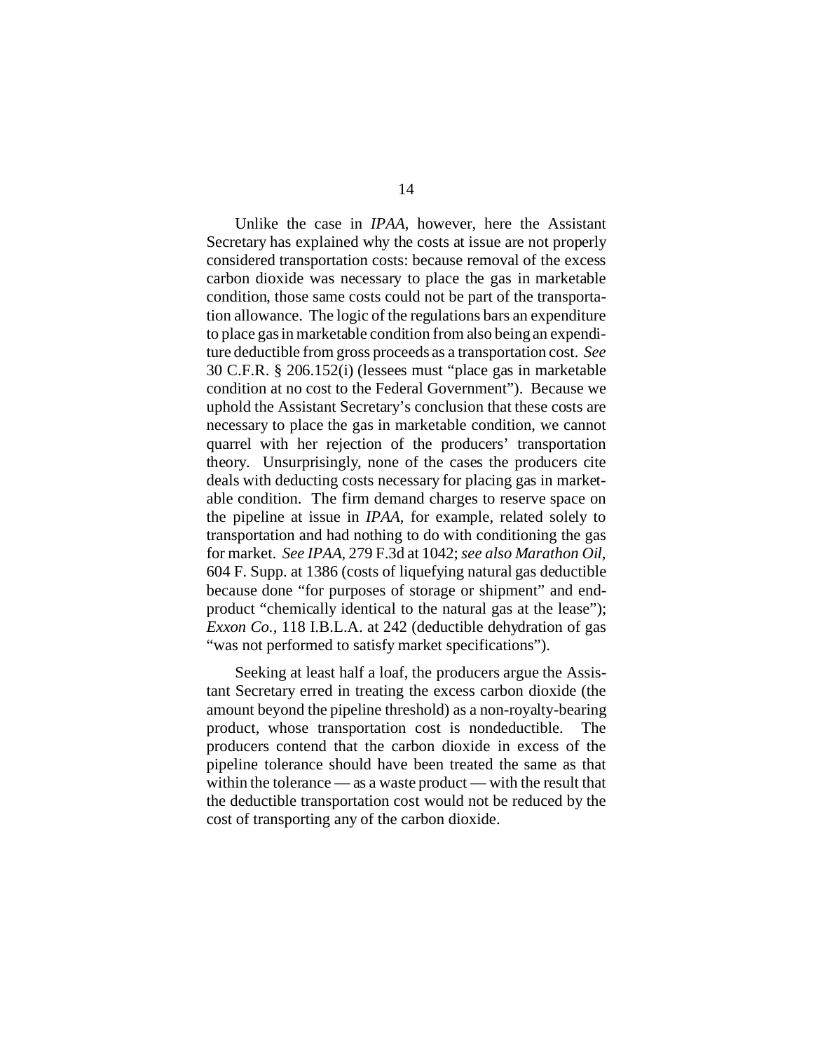Unlike the case in *IPAA*, however, here the Assistant Secretary has explained why the costs at issue are not properly considered transportation costs: because removal of the excess carbon dioxide was necessary to place the gas in marketable condition, those same costs could not be part of the transportation allowance. The logic of the regulations bars an expenditure to place gas in marketable condition from also being an expenditure deductible from gross proceeds as a transportation cost. *See* 30 C.F.R. § 206.152(i) (lessees must "place gas in marketable condition at no cost to the Federal Government"). Because we uphold the Assistant Secretary's conclusion that these costs are necessary to place the gas in marketable condition, we cannot quarrel with her rejection of the producers' transportation theory. Unsurprisingly, none of the cases the producers cite deals with deducting costs necessary for placing gas in marketable condition. The firm demand charges to reserve space on the pipeline at issue in *IPAA*, for example, related solely to transportation and had nothing to do with conditioning the gas for market. *See IPAA*, 279 F.3d at 1042; *see also Marathon Oil*, 604 F. Supp. at 1386 (costs of liquefying natural gas deductible because done "for purposes of storage or shipment" and end-product "chemically identical to the natural gas at the lease"); *Exxon Co.*, 118 I.B.L.A. at 242 (deductible dehydration of gas "was not performed to satisfy market specifications").

Seeking at least half a loaf, the producers argue the Assistant Secretary erred in treating the excess carbon dioxide (the amount beyond the pipeline threshold) as a non-royalty-bearing product, whose transportation cost is nondeductible. The producers contend that the carbon dioxide in excess of the pipeline tolerance should have been treated the same as that within the tolerance — as a waste product — with the result that the deductible transportation cost would not be reduced by the cost of transporting any of the carbon dioxide.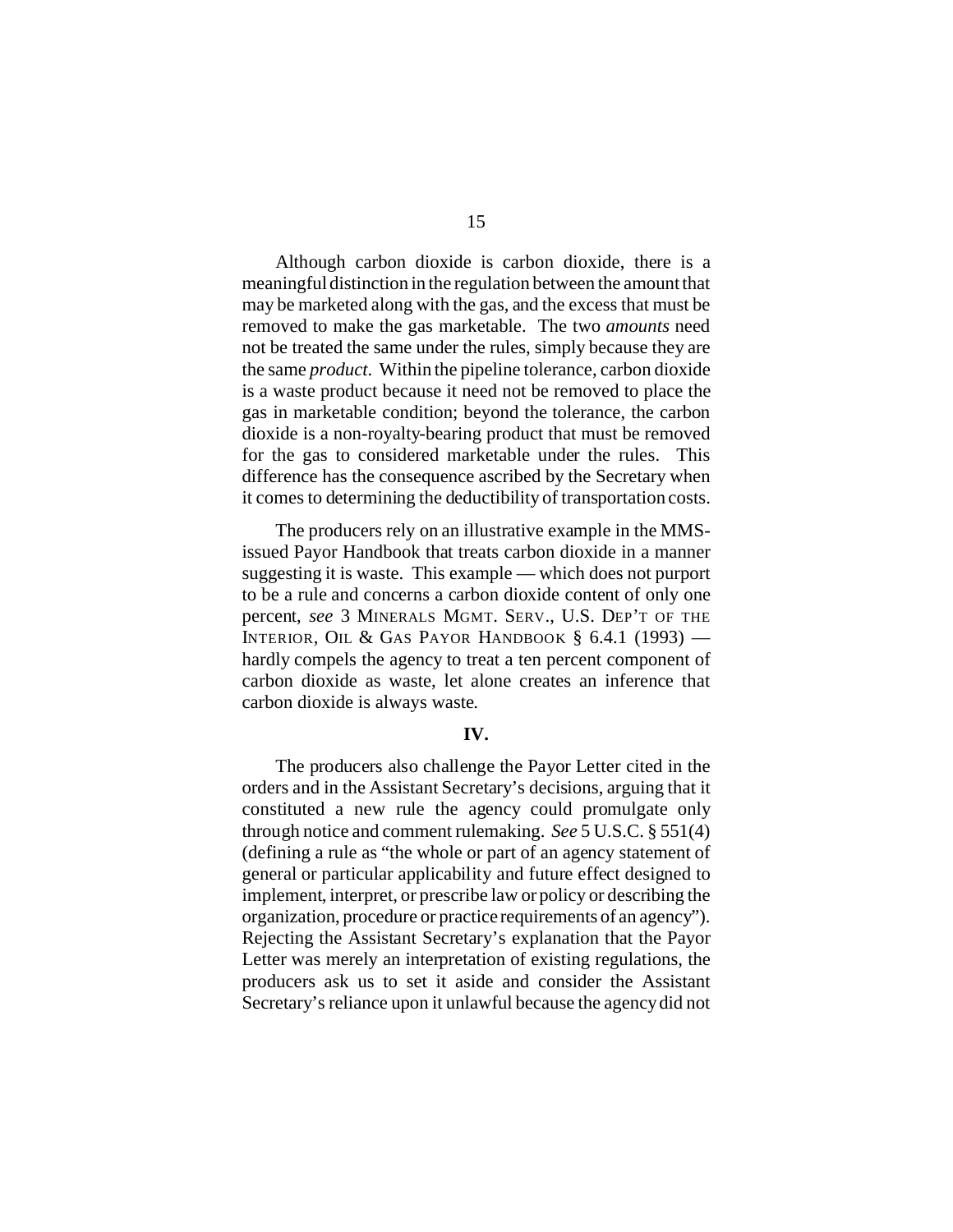Although carbon dioxide is carbon dioxide, there is a meaningful distinction in the regulation between the amount that may be marketed along with the gas, and the excess that must be removed to make the gas marketable. The two *amounts* need not be treated the same under the rules, simply because they are the same *product*. Within the pipeline tolerance, carbon dioxide is a waste product because it need not be removed to place the gas in marketable condition; beyond the tolerance, the carbon dioxide is a non-royalty-bearing product that must be removed for the gas to considered marketable under the rules. This difference has the consequence ascribed by the Secretary when it comes to determining the deductibility of transportation costs.

The producers rely on an illustrative example in the MMS-issued Payor Handbook that treats carbon dioxide in a manner suggesting it is waste. This example — which does not purport to be a rule and concerns a carbon dioxide content of only one percent, *see* 3 MINERALS MGMT. SERV., U.S. DEP'T OF THE INTERIOR, OIL & GAS PAYOR HANDBOOK § 6.4.1 (1993) — hardly compels the agency to treat a ten percent component of carbon dioxide as waste, let alone creates an inference that carbon dioxide is always waste.

**IV.**

The producers also challenge the Payor Letter cited in the orders and in the Assistant Secretary's decisions, arguing that it constituted a new rule the agency could promulgate only through notice and comment rulemaking. *See* 5 U.S.C. § 551(4) (defining a rule as "the whole or part of an agency statement of general or particular applicability and future effect designed to implement, interpret, or prescribe law or policy or describing the organization, procedure or practice requirements of an agency"). Rejecting the Assistant Secretary's explanation that the Payor Letter was merely an interpretation of existing regulations, the producers ask us to set it aside and consider the Assistant Secretary's reliance upon it unlawful because the agency did not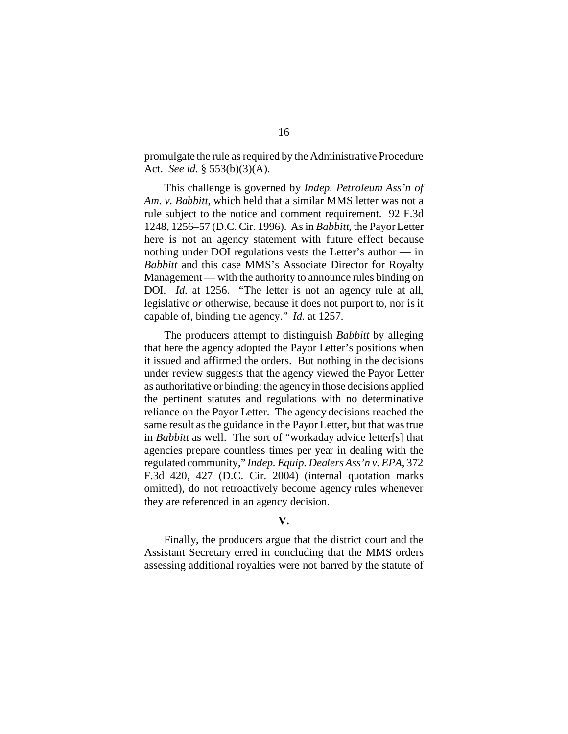promulgate the rule as required by the Administrative Procedure Act. *See id.* § 553(b)(3)(A).

This challenge is governed by *Indep. Petroleum Ass'n of Am. v. Babbitt*, which held that a similar MMS letter was not a rule subject to the notice and comment requirement. 92 F.3d 1248, 1256–57 (D.C. Cir. 1996). As in *Babbitt*, the Payor Letter here is not an agency statement with future effect because nothing under DOI regulations vests the Letter's author — in *Babbitt* and this case MMS's Associate Director for Royalty Management — with the authority to announce rules binding on DOI. *Id.* at 1256. "The letter is not an agency rule at all, legislative *or* otherwise, because it does not purport to, nor is it capable of, binding the agency." *Id.* at 1257.

The producers attempt to distinguish *Babbitt* by alleging that here the agency adopted the Payor Letter's positions when it issued and affirmed the orders. But nothing in the decisions under review suggests that the agency viewed the Payor Letter as authoritative or binding; the agency in those decisions applied the pertinent statutes and regulations with no determinative reliance on the Payor Letter. The agency decisions reached the same result as the guidance in the Payor Letter, but that was true in *Babbitt* as well. The sort of "workaday advice letter[s] that agencies prepare countless times per year in dealing with the regulated community," *Indep. Equip. Dealers Ass'n v. EPA*, 372 F.3d 420, 427 (D.C. Cir. 2004) (internal quotation marks omitted), do not retroactively become agency rules whenever they are referenced in an agency decision.

## V.

Finally, the producers argue that the district court and the Assistant Secretary erred in concluding that the MMS orders assessing additional royalties were not barred by the statute of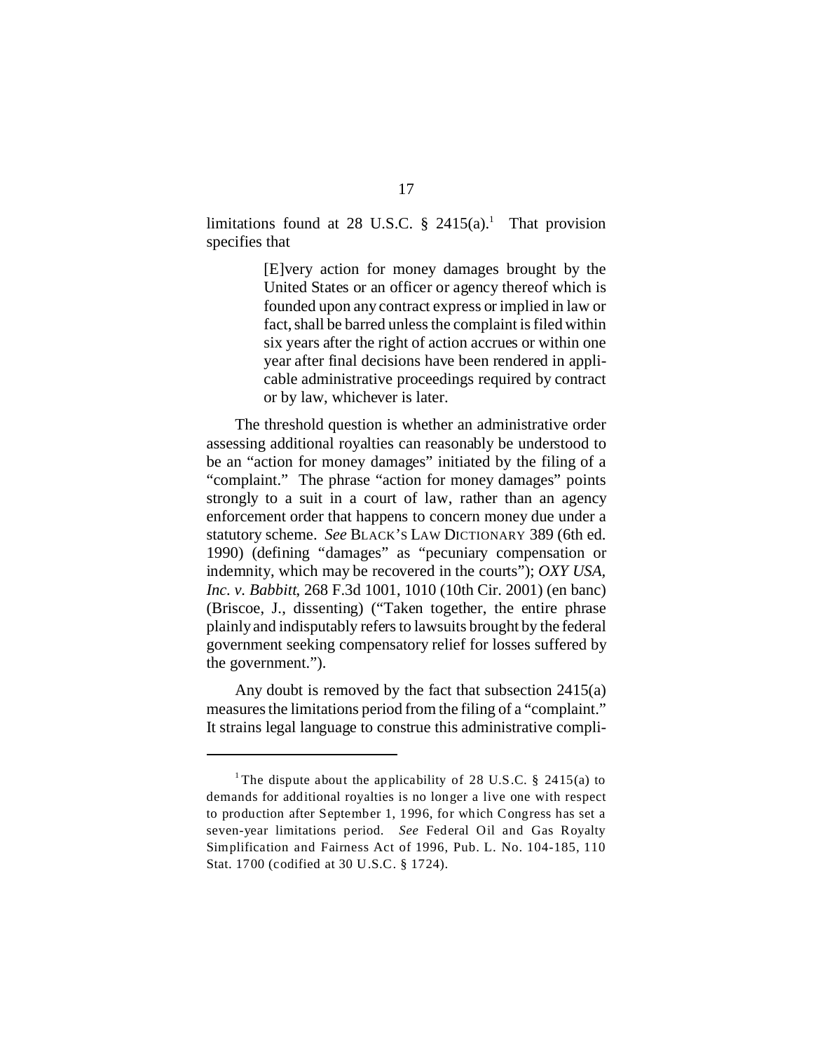limitations found at 28 U.S.C. § 2415(a).[1] That provision specifies that

> [E]very action for money damages brought by the United States or an officer or agency thereof which is founded upon any contract express or implied in law or fact, shall be barred unless the complaint is filed within six years after the right of action accrues or within one year after final decisions have been rendered in applicable administrative proceedings required by contract or by law, whichever is later.

The threshold question is whether an administrative order assessing additional royalties can reasonably be understood to be an "action for money damages" initiated by the filing of a "complaint." The phrase "action for money damages" points strongly to a suit in a court of law, rather than an agency enforcement order that happens to concern money due under a statutory scheme. *See* BLACK'S LAW DICTIONARY 389 (6th ed. 1990) (defining "damages" as "pecuniary compensation or indemnity, which may be recovered in the courts"); *OXY USA, Inc. v. Babbitt*, 268 F.3d 1001, 1010 (10th Cir. 2001) (en banc) (Briscoe, J., dissenting) ("Taken together, the entire phrase plainly and indisputably refers to lawsuits brought by the federal government seeking compensatory relief for losses suffered by the government.").

Any doubt is removed by the fact that subsection 2415(a) measures the limitations period from the filing of a "complaint." It strains legal language to construe this administrative compli-

---

[1] The dispute about the applicability of 28 U.S.C. § 2415(a) to demands for additional royalties is no longer a live one with respect to production after September 1, 1996, for which Congress has set a seven-year limitations period. *See* Federal Oil and Gas Royalty Simplification and Fairness Act of 1996, Pub. L. No. 104-185, 110 Stat. 1700 (codified at 30 U.S.C. § 1724).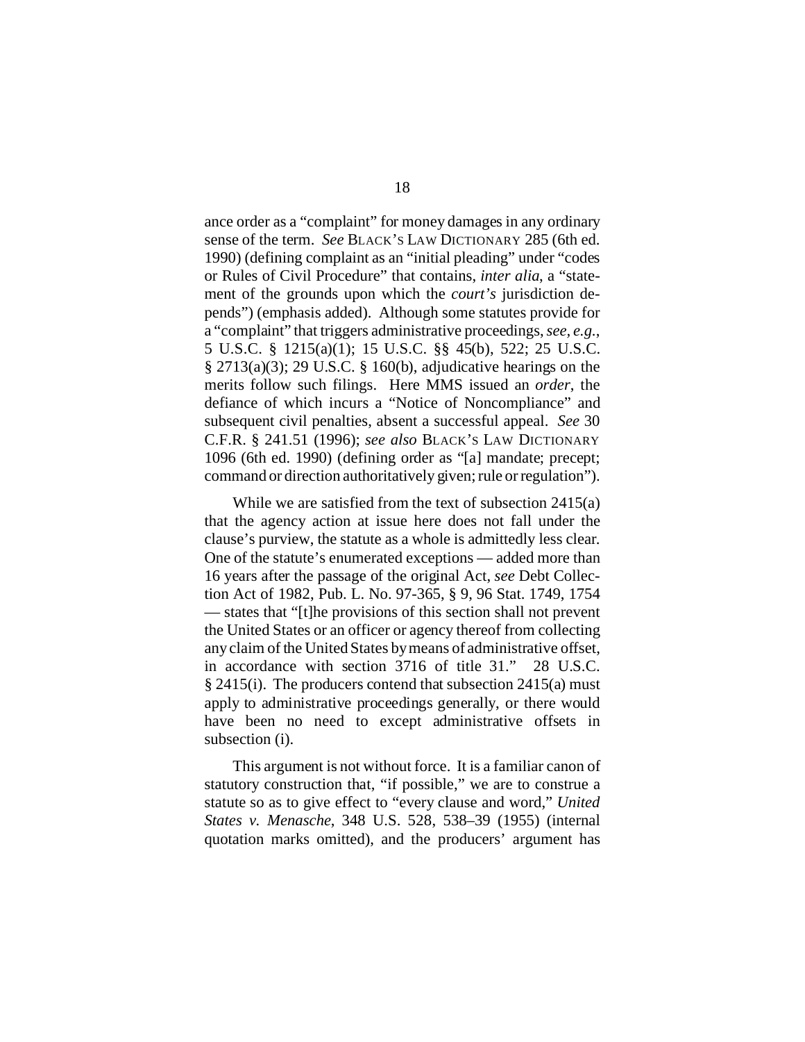ance order as a "complaint" for money damages in any ordinary sense of the term. *See* BLACK'S LAW DICTIONARY 285 (6th ed. 1990) (defining complaint as an "initial pleading" under "codes or Rules of Civil Procedure" that contains, *inter alia*, a "statement of the grounds upon which the *court's* jurisdiction depends") (emphasis added). Although some statutes provide for a "complaint" that triggers administrative proceedings, *see, e.g.*, 5 U.S.C. § 1215(a)(1); 15 U.S.C. §§ 45(b), 522; 25 U.S.C. § 2713(a)(3); 29 U.S.C. § 160(b), adjudicative hearings on the merits follow such filings. Here MMS issued an *order*, the defiance of which incurs a "Notice of Noncompliance" and subsequent civil penalties, absent a successful appeal. *See* 30 C.F.R. § 241.51 (1996); *see also* BLACK'S LAW DICTIONARY 1096 (6th ed. 1990) (defining order as "[a] mandate; precept; command or direction authoritatively given; rule or regulation").

While we are satisfied from the text of subsection 2415(a) that the agency action at issue here does not fall under the clause's purview, the statute as a whole is admittedly less clear. One of the statute's enumerated exceptions — added more than 16 years after the passage of the original Act, *see* Debt Collection Act of 1982, Pub. L. No. 97-365, § 9, 96 Stat. 1749, 1754 — states that "[t]he provisions of this section shall not prevent the United States or an officer or agency thereof from collecting any claim of the United States by means of administrative offset, in accordance with section 3716 of title 31." 28 U.S.C. § 2415(i). The producers contend that subsection 2415(a) must apply to administrative proceedings generally, or there would have been no need to except administrative offsets in subsection (i).

This argument is not without force. It is a familiar canon of statutory construction that, "if possible," we are to construe a statute so as to give effect to "every clause and word," *United States v. Menasche*, 348 U.S. 528, 538–39 (1955) (internal quotation marks omitted), and the producers' argument has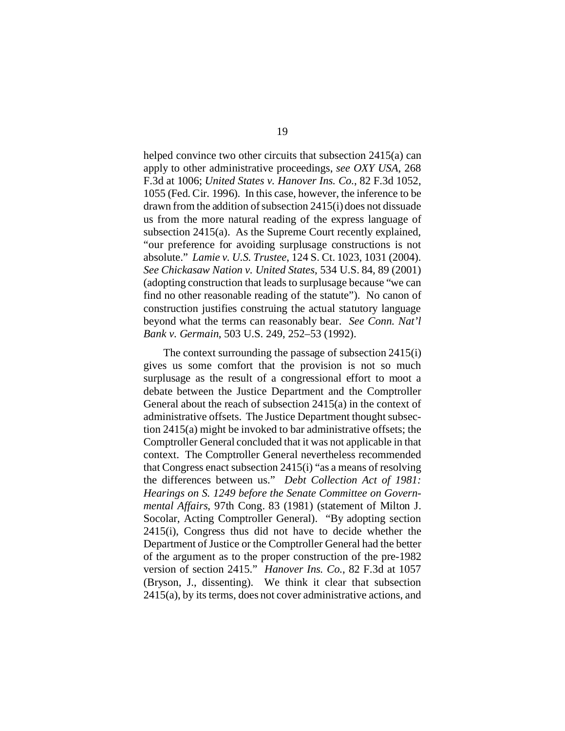helped convince two other circuits that subsection 2415(a) can apply to other administrative proceedings, *see OXY USA*, 268 F.3d at 1006; *United States v. Hanover Ins. Co.*, 82 F.3d 1052, 1055 (Fed. Cir. 1996). In this case, however, the inference to be drawn from the addition of subsection 2415(i) does not dissuade us from the more natural reading of the express language of subsection 2415(a). As the Supreme Court recently explained, "our preference for avoiding surplusage constructions is not absolute." *Lamie v. U.S. Trustee*, 124 S. Ct. 1023, 1031 (2004). *See Chickasaw Nation v. United States*, 534 U.S. 84, 89 (2001) (adopting construction that leads to surplusage because "we can find no other reasonable reading of the statute"). No canon of construction justifies construing the actual statutory language beyond what the terms can reasonably bear. *See Conn. Nat'l Bank v. Germain*, 503 U.S. 249, 252–53 (1992).

The context surrounding the passage of subsection 2415(i) gives us some comfort that the provision is not so much surplusage as the result of a congressional effort to moot a debate between the Justice Department and the Comptroller General about the reach of subsection 2415(a) in the context of administrative offsets. The Justice Department thought subsection 2415(a) might be invoked to bar administrative offsets; the Comptroller General concluded that it was not applicable in that context. The Comptroller General nevertheless recommended that Congress enact subsection 2415(i) "as a means of resolving the differences between us." *Debt Collection Act of 1981: Hearings on S. 1249 before the Senate Committee on Governmental Affairs*, 97th Cong. 83 (1981) (statement of Milton J. Socolar, Acting Comptroller General). "By adopting section 2415(i), Congress thus did not have to decide whether the Department of Justice or the Comptroller General had the better of the argument as to the proper construction of the pre-1982 version of section 2415." *Hanover Ins. Co.*, 82 F.3d at 1057 (Bryson, J., dissenting). We think it clear that subsection 2415(a), by its terms, does not cover administrative actions, and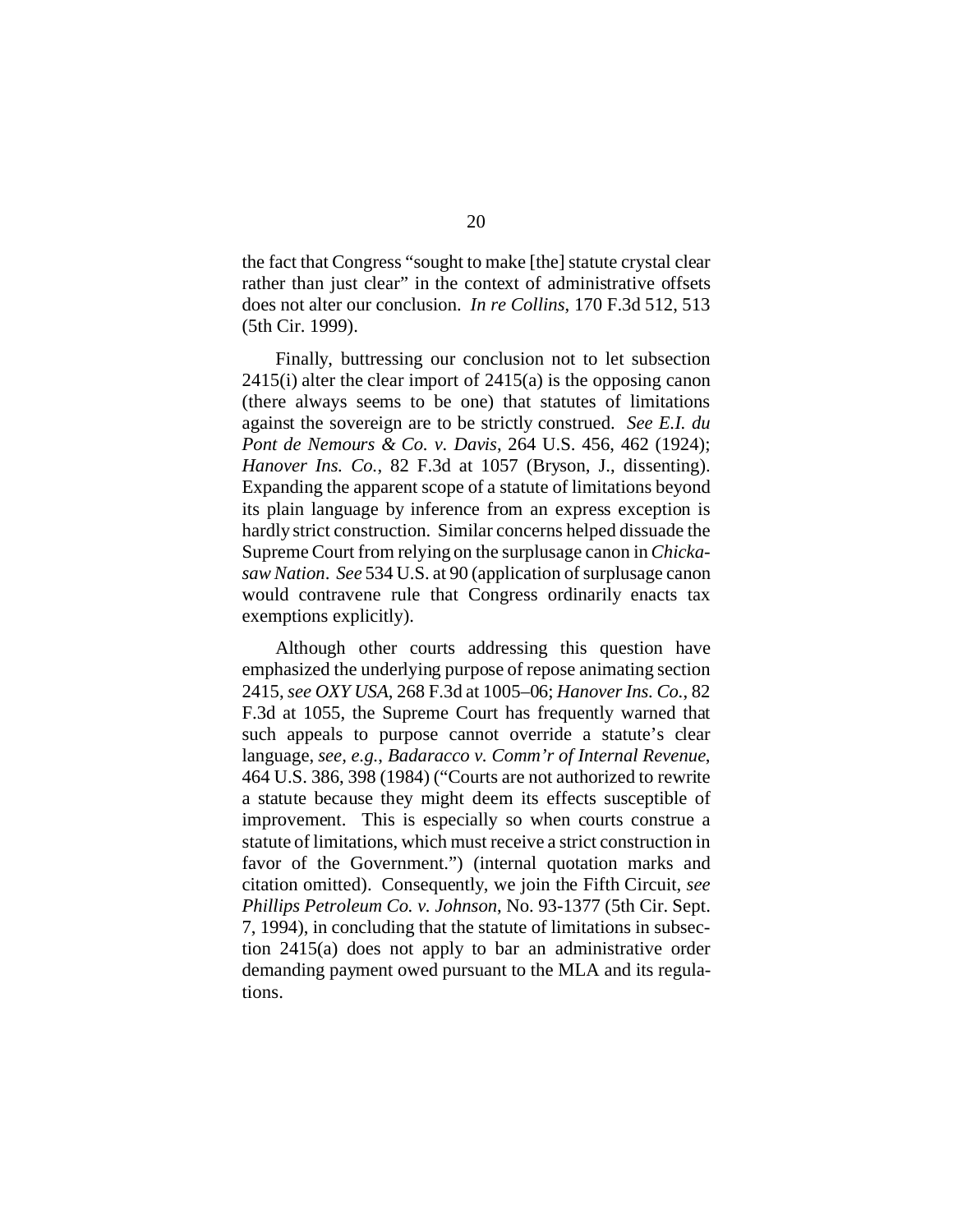the fact that Congress "sought to make [the] statute crystal clear rather than just clear" in the context of administrative offsets does not alter our conclusion. *In re Collins*, 170 F.3d 512, 513 (5th Cir. 1999).

Finally, buttressing our conclusion not to let subsection 2415(i) alter the clear import of 2415(a) is the opposing canon (there always seems to be one) that statutes of limitations against the sovereign are to be strictly construed. *See E.I. du Pont de Nemours & Co. v. Davis*, 264 U.S. 456, 462 (1924); *Hanover Ins. Co.*, 82 F.3d at 1057 (Bryson, J., dissenting). Expanding the apparent scope of a statute of limitations beyond its plain language by inference from an express exception is hardly strict construction. Similar concerns helped dissuade the Supreme Court from relying on the surplusage canon in *Chickasaw Nation*. *See* 534 U.S. at 90 (application of surplusage canon would contravene rule that Congress ordinarily enacts tax exemptions explicitly).

Although other courts addressing this question have emphasized the underlying purpose of repose animating section 2415, *see OXY USA*, 268 F.3d at 1005–06; *Hanover Ins. Co.*, 82 F.3d at 1055, the Supreme Court has frequently warned that such appeals to purpose cannot override a statute's clear language, *see, e.g.*, *Badaracco v. Comm'r of Internal Revenue*, 464 U.S. 386, 398 (1984) ("Courts are not authorized to rewrite a statute because they might deem its effects susceptible of improvement. This is especially so when courts construe a statute of limitations, which must receive a strict construction in favor of the Government.") (internal quotation marks and citation omitted). Consequently, we join the Fifth Circuit, *see Phillips Petroleum Co. v. Johnson*, No. 93-1377 (5th Cir. Sept. 7, 1994), in concluding that the statute of limitations in subsection 2415(a) does not apply to bar an administrative order demanding payment owed pursuant to the MLA and its regulations.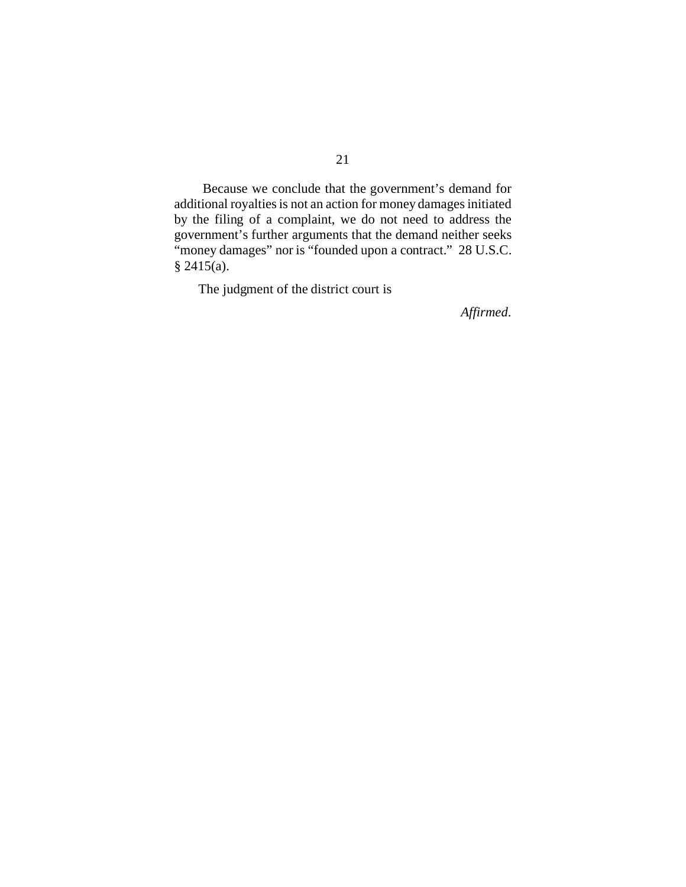Because we conclude that the government's demand for additional royalties is not an action for money damages initiated by the filing of a complaint, we do not need to address the government's further arguments that the demand neither seeks "money damages" nor is "founded upon a contract." 28 U.S.C. § 2415(a).

The judgment of the district court is

*Affirmed*.